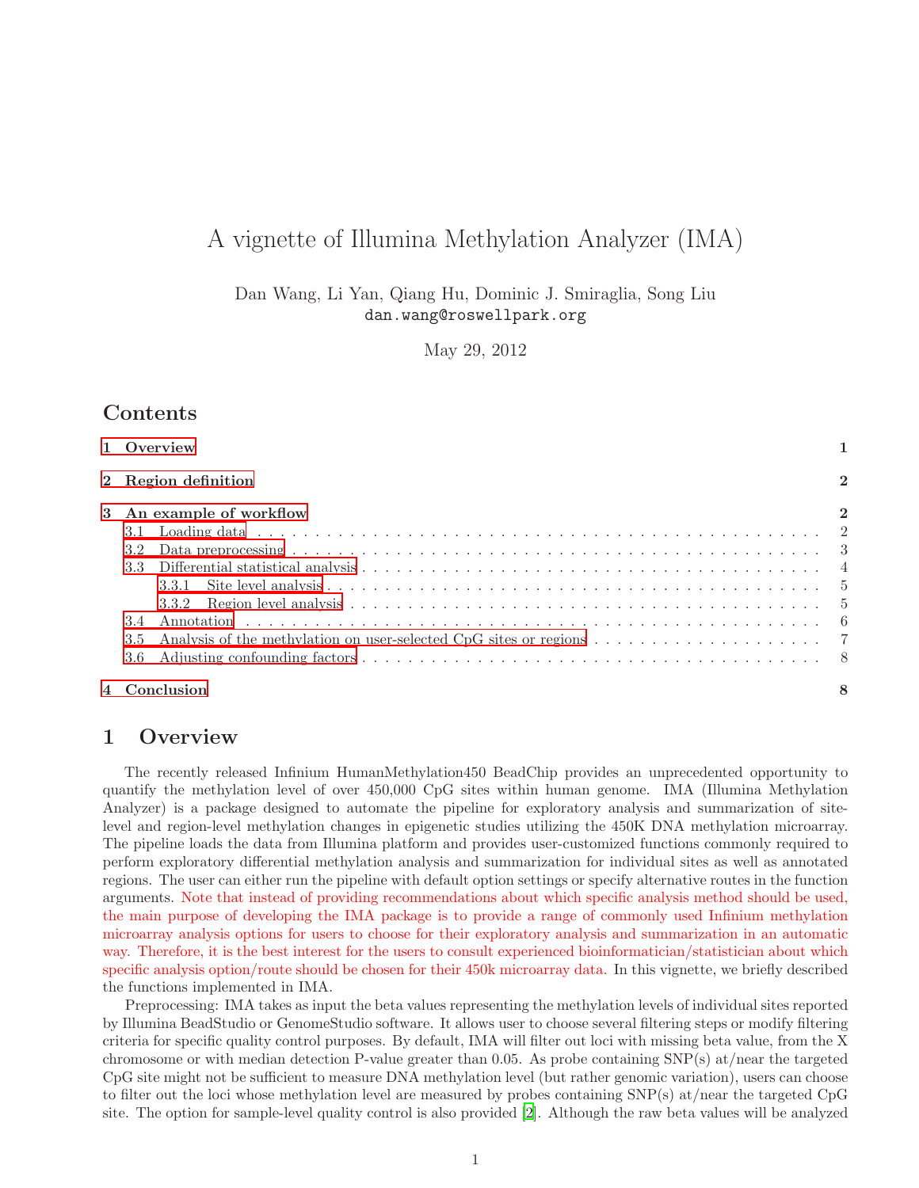# A vignette of Illumina Methylation Analyzer (IMA)

Dan Wang, Li Yan, Qiang Hu, Dominic J. Smiraglia, Song Liu
dan.wang@roswellpark.org

May 29, 2012

## Contents

1 Overview — 1

2 Region definition — 2

3 An example of workflow — 2
- 3.1 Loading data — 2
- 3.2 Data preprocessing — 3
- 3.3 Differential statistical analysis — 4
  - 3.3.1 Site level analysis — 5
  - 3.3.2 Region level analysis — 5
- 3.4 Annotation — 6
- 3.5 Analysis of the methylation on user-selected CpG sites or regions — 7
- 3.6 Adjusting confounding factors — 8

4 Conclusion — 8

## 1 Overview

The recently released Infinium HumanMethylation450 BeadChip provides an unprecedented opportunity to quantify the methylation level of over 450,000 CpG sites within human genome. IMA (Illumina Methylation Analyzer) is a package designed to automate the pipeline for exploratory analysis and summarization of site-level and region-level methylation changes in epigenetic studies utilizing the 450K DNA methylation microarray. The pipeline loads the data from Illumina platform and provides user-customized functions commonly required to perform exploratory differential methylation analysis and summarization for individual sites as well as annotated regions. The user can either run the pipeline with default option settings or specify alternative routes in the function arguments. Note that instead of providing recommendations about which specific analysis method should be used, the main purpose of developing the IMA package is to provide a range of commonly used Infinium methylation microarray analysis options for users to choose for their exploratory analysis and summarization in an automatic way. Therefore, it is the best interest for the users to consult experienced bioinformatician/statistician about which specific analysis option/route should be chosen for their 450k microarray data. In this vignette, we briefly described the functions implemented in IMA.

Preprocessing: IMA takes as input the beta values representing the methylation levels of individual sites reported by Illumina BeadStudio or GenomeStudio software. It allows user to choose several filtering steps or modify filtering criteria for specific quality control purposes. By default, IMA will filter out loci with missing beta value, from the X chromosome or with median detection P-value greater than 0.05. As probe containing SNP(s) at/near the targeted CpG site might not be sufficient to measure DNA methylation level (but rather genomic variation), users can choose to filter out the loci whose methylation level are measured by probes containing SNP(s) at/near the targeted CpG site. The option for sample-level quality control is also provided [2]. Although the raw beta values will be analyzed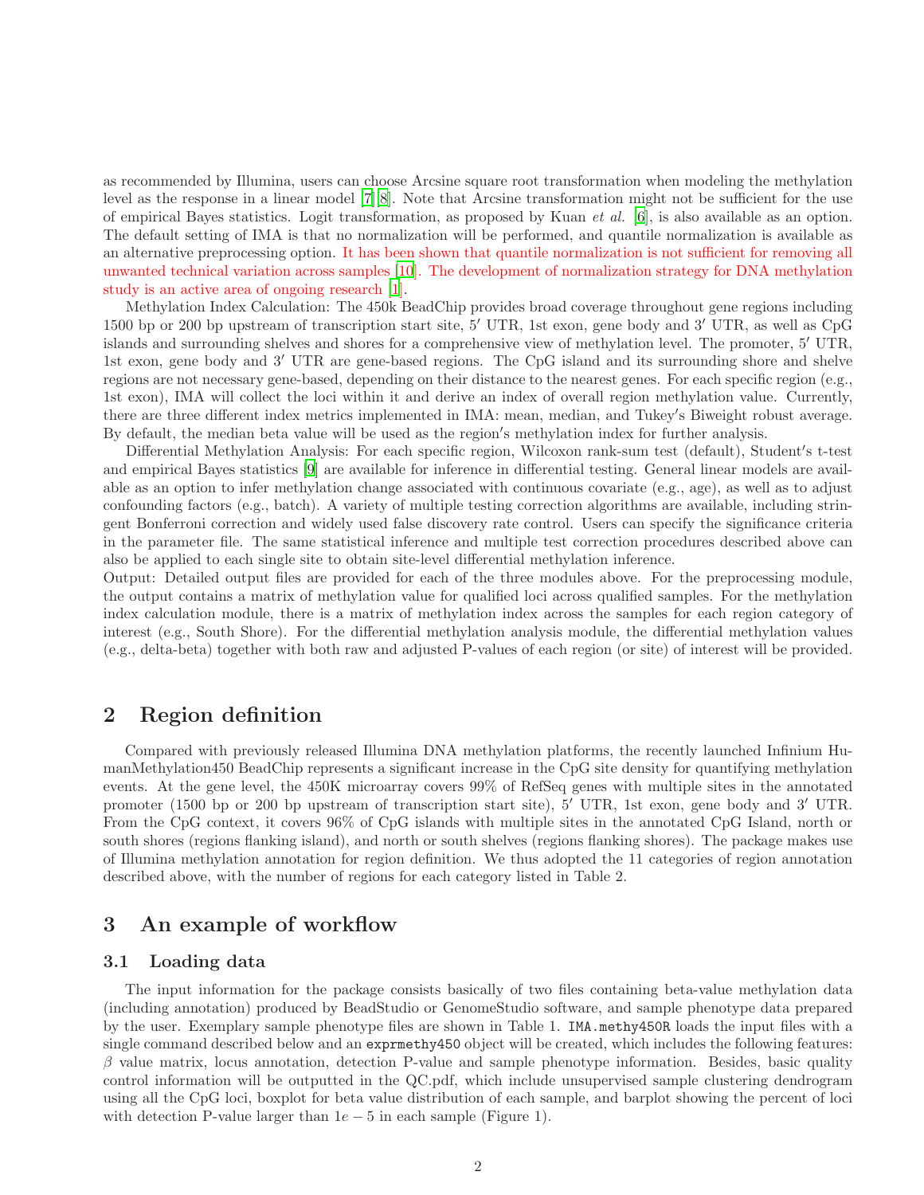as recommended by Illumina, users can choose Arcsine square root transformation when modeling the methylation level as the response in a linear model [7][8]. Note that Arcsine transformation might not be sufficient for the use of empirical Bayes statistics. Logit transformation, as proposed by Kuan *et al.* [6], is also available as an option. The default setting of IMA is that no normalization will be performed, and quantile normalization is available as an alternative preprocessing option. It has been shown that quantile normalization is not sufficient for removing all unwanted technical variation across samples [10]. The development of normalization strategy for DNA methylation study is an active area of ongoing research [1].

Methylation Index Calculation: The 450k BeadChip provides broad coverage throughout gene regions including 1500 bp or 200 bp upstream of transcription start site, $5'$ UTR, 1st exon, gene body and $3'$ UTR, as well as CpG islands and surrounding shelves and shores for a comprehensive view of methylation level. The promoter, $5'$ UTR, 1st exon, gene body and $3'$ UTR are gene-based regions. The CpG island and its surrounding shore and shelve regions are not necessary gene-based, depending on their distance to the nearest genes. For each specific region (e.g., 1st exon), IMA will collect the loci within it and derive an index of overall region methylation value. Currently, there are three different index metrics implemented in IMA: mean, median, and Tukey′s Biweight robust average. By default, the median beta value will be used as the region′s methylation index for further analysis.

Differential Methylation Analysis: For each specific region, Wilcoxon rank-sum test (default), Student′s t-test and empirical Bayes statistics [9] are available for inference in differential testing. General linear models are available as an option to infer methylation change associated with continuous covariate (e.g., age), as well as to adjust confounding factors (e.g., batch). A variety of multiple testing correction algorithms are available, including stringent Bonferroni correction and widely used false discovery rate control. Users can specify the significance criteria in the parameter file. The same statistical inference and multiple test correction procedures described above can also be applied to each single site to obtain site-level differential methylation inference.

Output: Detailed output files are provided for each of the three modules above. For the preprocessing module, the output contains a matrix of methylation value for qualified loci across qualified samples. For the methylation index calculation module, there is a matrix of methylation index across the samples for each region category of interest (e.g., South Shore). For the differential methylation analysis module, the differential methylation values (e.g., delta-beta) together with both raw and adjusted P-values of each region (or site) of interest will be provided.

## 2 Region definition

Compared with previously released Illumina DNA methylation platforms, the recently launched Infinium HumanMethylation450 BeadChip represents a significant increase in the CpG site density for quantifying methylation events. At the gene level, the 450K microarray covers 99% of RefSeq genes with multiple sites in the annotated promoter (1500 bp or 200 bp upstream of transcription start site), $5'$ UTR, 1st exon, gene body and $3'$ UTR. From the CpG context, it covers 96% of CpG islands with multiple sites in the annotated CpG Island, north or south shores (regions flanking island), and north or south shelves (regions flanking shores). The package makes use of Illumina methylation annotation for region definition. We thus adopted the 11 categories of region annotation described above, with the number of regions for each category listed in Table 2.

## 3 An example of workflow

### 3.1 Loading data

The input information for the package consists basically of two files containing beta-value methylation data (including annotation) produced by BeadStudio or GenomeStudio software, and sample phenotype data prepared by the user. Exemplary sample phenotype files are shown in Table 1. `IMA.methy450R` loads the input files with a single command described below and an `exprmethy450` object will be created, which includes the following features: $\beta$ value matrix, locus annotation, detection P-value and sample phenotype information. Besides, basic quality control information will be outputted in the QC.pdf, which include unsupervised sample clustering dendrogram using all the CpG loci, boxplot for beta value distribution of each sample, and barplot showing the percent of loci with detection P-value larger than $1e-5$ in each sample (Figure 1).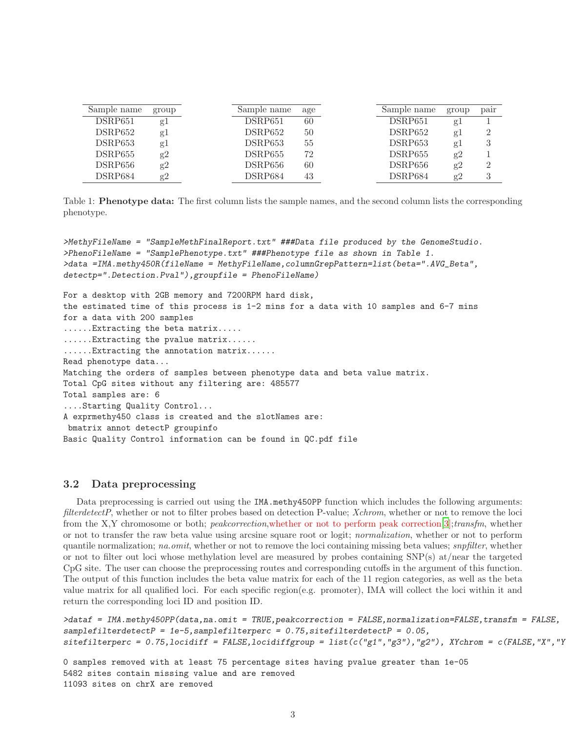| Sample name | group |
|---|---|
| DSRP651 | g1 |
| DSRP652 | g1 |
| DSRP653 | g1 |
| DSRP655 | g2 |
| DSRP656 | g2 |
| DSRP684 | g2 |

| Sample name | age |
|---|---|
| DSRP651 | 60 |
| DSRP652 | 50 |
| DSRP653 | 55 |
| DSRP655 | 72 |
| DSRP656 | 60 |
| DSRP684 | 43 |

| Sample name | group | pair |
|---|---|---|
| DSRP651 | g1 | 1 |
| DSRP652 | g1 | 2 |
| DSRP653 | g1 | 3 |
| DSRP655 | g2 | 1 |
| DSRP656 | g2 | 2 |
| DSRP684 | g2 | 3 |

Table 1: **Phenotype data:** The first column lists the sample names, and the second column lists the corresponding phenotype.

```
>MethyFileName = "SampleMethFinalReport.txt" ###Data file produced by the GenomeStudio.
>PhenoFileName = "SamplePhenotype.txt" ###Phenotype file as shown in Table 1.
>data =IMA.methy450R(fileName = MethyFileName,columnGrepPattern=list(beta=".AVG_Beta",
detectp=".Detection.Pval"),groupfile = PhenoFileName)
```

```
For a desktop with 2GB memory and 7200RPM hard disk,
the estimated time of this process is 1-2 mins for a data with 10 samples and 6-7 mins
for a data with 200 samples
......Extracting the beta matrix.....
......Extracting the pvalue matrix......
......Extracting the annotation matrix......
Read phenotype data...
Matching the orders of samples between phenotype data and beta value matrix.
Total CpG sites without any filtering are: 485577
Total samples are: 6
....Starting Quality Control...
A exprmethy450 class is created and the slotNames are:
 bmatrix annot detectP groupinfo
Basic Quality Control information can be found in QC.pdf file
```

### 3.2 Data preprocessing

Data preprocessing is carried out using the `IMA.methy450PP` function which includes the following arguments: *filterdetectP*, whether or not to filter probes based on detection P-value; *Xchrom*, whether or not to remove the loci from the X,Y chromosome or both; *peakcorrection*,whether or not to perform peak correction[3];*transfm*, whether or not to transfer the raw beta value using arcsine square root or logit; *normalization*, whether or not to perform quantile normalization; *na.omit*, whether or not to remove the loci containing missing beta values; *snpfilter*, whether or not to filter out loci whose methylation level are measured by probes containing SNP(s) at/near the targeted CpG site. The user can choose the preprocessing routes and corresponding cutoffs in the argument of this function. The output of this function includes the beta value matrix for each of the 11 region categories, as well as the beta value matrix for all qualified loci. For each specific region(e.g. promoter), IMA will collect the loci within it and return the corresponding loci ID and position ID.

```
>dataf = IMA.methy450PP(data,na.omit = TRUE,peakcorrection = FALSE,normalization=FALSE,transfm = FALSE,
samplefilterdetectP = 1e-5,samplefilterperc = 0.75,sitefilterdetectP = 0.05,
sitefilterperc = 0.75,locidiff = FALSE,locidiffgroup = list(c("g1","g3"),"g2"), XYchrom = c(FALSE,"X","Y
```

```
0 samples removed with at least 75 percentage sites having pvalue greater than 1e-05
5482 sites contain missing value and are removed
11093 sites on chrX are removed
```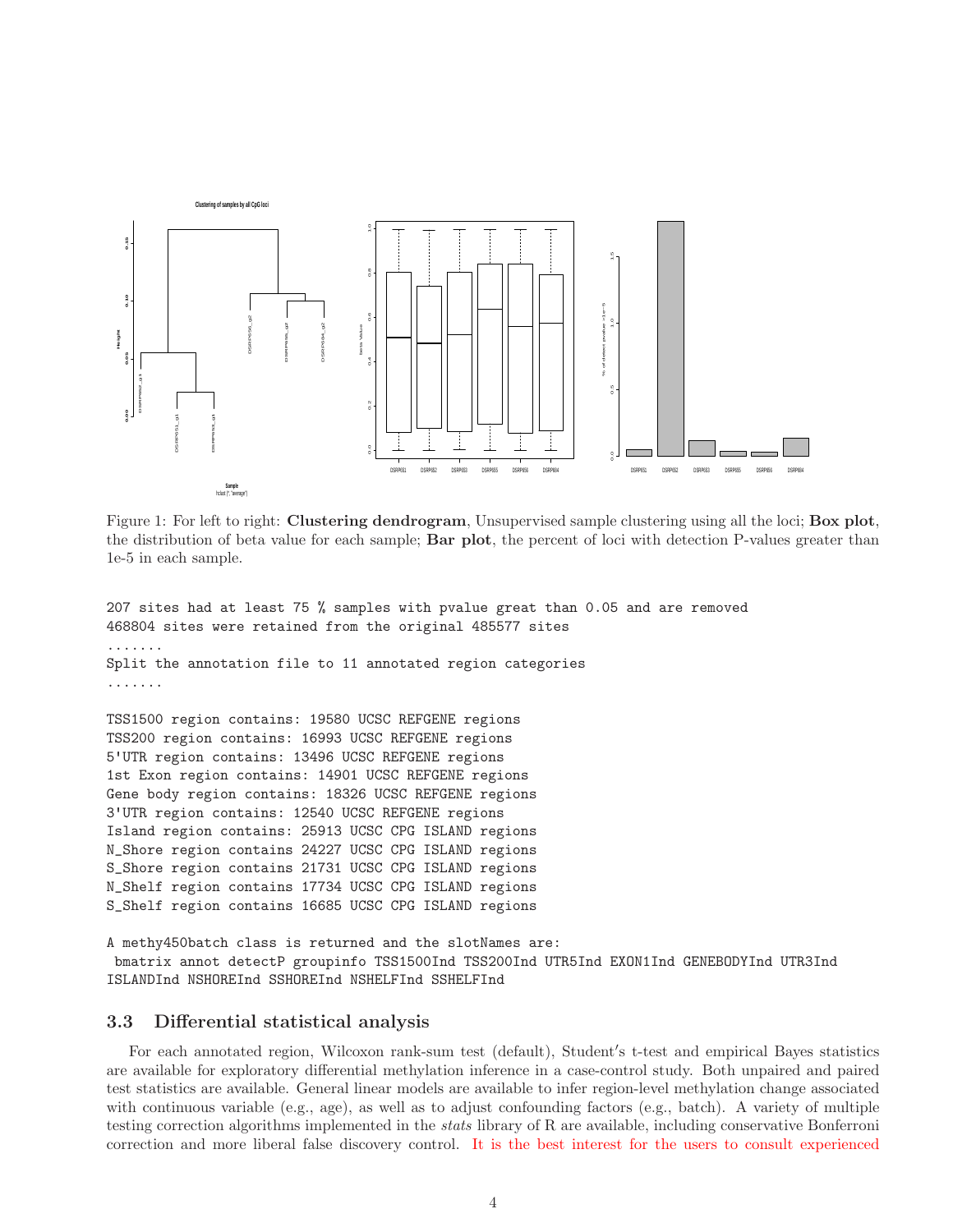Figure 1: For left to right: **Clustering dendrogram**, Unsupervised sample clustering using all the loci; **Box plot**, the distribution of beta value for each sample; **Bar plot**, the percent of loci with detection P-values greater than 1e-5 in each sample.

```
207 sites had at least 75 % samples with pvalue great than 0.05 and are removed
468804 sites were retained from the original 485577 sites
.......
Split the annotation file to 11 annotated region categories
.......

TSS1500 region contains: 19580 UCSC REFGENE regions
TSS200 region contains: 16993 UCSC REFGENE regions
5'UTR region contains: 13496 UCSC REFGENE regions
1st Exon region contains: 14901 UCSC REFGENE regions
Gene body region contains: 18326 UCSC REFGENE regions
3'UTR region contains: 12540 UCSC REFGENE regions
Island region contains: 25913 UCSC CPG ISLAND regions
N_Shore region contains 24227 UCSC CPG ISLAND regions
S_Shore region contains 21731 UCSC CPG ISLAND regions
N_Shelf region contains 17734 UCSC CPG ISLAND regions
S_Shelf region contains 16685 UCSC CPG ISLAND regions

A methy450batch class is returned and the slotNames are:
 bmatrix annot detectP groupinfo TSS1500Ind TSS200Ind UTR5Ind EXON1Ind GENEBODYInd UTR3Ind
ISLANDInd NSHOREInd SSHOREInd NSHELFInd SSHELFInd
```

### 3.3 Differential statistical analysis

For each annotated region, Wilcoxon rank-sum test (default), Student′s t-test and empirical Bayes statistics are available for exploratory differential methylation inference in a case-control study. Both unpaired and paired test statistics are available. General linear models are available to infer region-level methylation change associated with continuous variable (e.g., age), as well as to adjust confounding factors (e.g., batch). A variety of multiple testing correction algorithms implemented in the *stats* library of R are available, including conservative Bonferroni correction and more liberal false discovery control. It is the best interest for the users to consult experienced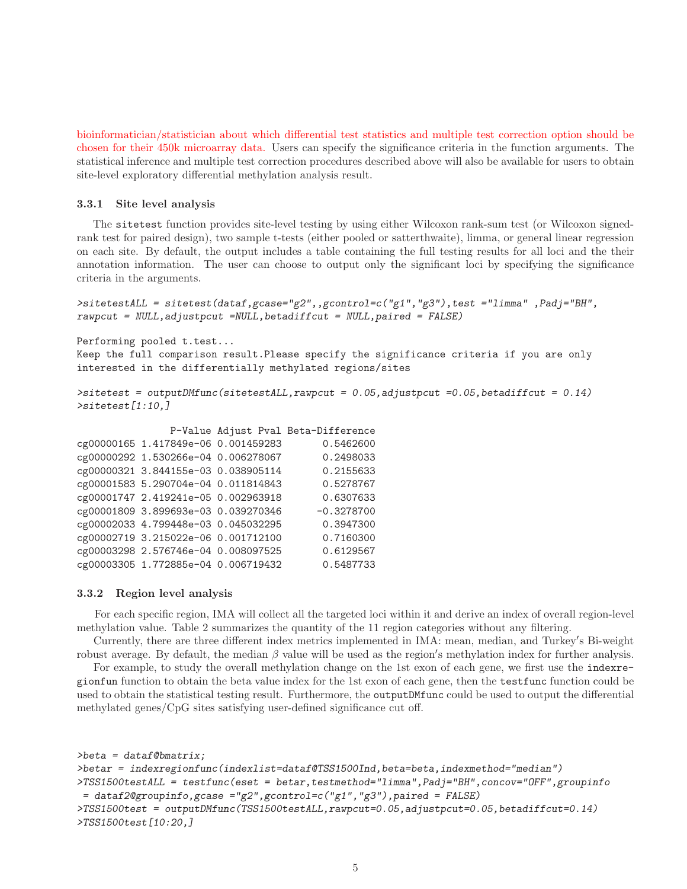bioinformatician/statistician about which differential test statistics and multiple test correction option should be chosen for their 450k microarray data. Users can specify the significance criteria in the function arguments. The statistical inference and multiple test correction procedures described above will also be available for users to obtain site-level exploratory differential methylation analysis result.

### 3.3.1 Site level analysis

The sitetest function provides site-level testing by using either Wilcoxon rank-sum test (or Wilcoxon signed-rank test for paired design), two sample t-tests (either pooled or satterthwaite), limma, or general linear regression on each site. By default, the output includes a table containing the full testing results for all loci and the their annotation information. The user can choose to output only the significant loci by specifying the significance criteria in the arguments.

```
>sitetestALL = sitetest(dataf,gcase="g2",,gcontrol=c("g1","g3"),test ="limma" ,Padj="BH",
rawpcut = NULL,adjustpcut =NULL,betadiffcut = NULL,paired = FALSE)

Performing pooled t.test...
Keep the full comparison result.Please specify the significance criteria if you are only
interested in the differentially methylated regions/sites

>sitetest = outputDMfunc(sitetestALL,rawpcut = 0.05,adjustpcut =0.05,betadiffcut = 0.14)
>sitetest[1:10,]

                P-Value Adjust Pval Beta-Difference
cg00000165 1.417849e-06 0.001459283       0.5462600
cg00000292 1.530266e-04 0.006278067       0.2498033
cg00000321 3.844155e-03 0.038905114       0.2155633
cg00001583 5.290704e-04 0.011814843       0.5278767
cg00001747 2.419241e-05 0.002963918       0.6307633
cg00001809 3.899693e-03 0.039270346      -0.3278700
cg00002033 4.799448e-03 0.045032295       0.3947300
cg00002719 3.215022e-06 0.001712100       0.7160300
cg00003298 2.576746e-04 0.008097525       0.6129567
cg00003305 1.772885e-04 0.006719432       0.5487733
```

### 3.3.2 Region level analysis

For each specific region, IMA will collect all the targeted loci within it and derive an index of overall region-level methylation value. Table 2 summarizes the quantity of the 11 region categories without any filtering.

Currently, there are three different index metrics implemented in IMA: mean, median, and Turkey′s Bi-weight robust average. By default, the median $\beta$ value will be used as the region′s methylation index for further analysis.

For example, to study the overall methylation change on the 1st exon of each gene, we first use the indexregionfun function to obtain the beta value index for the 1st exon of each gene, then the testfunc function could be used to obtain the statistical testing result. Furthermore, the outputDMfunc could be used to output the differential methylated genes/CpG sites satisfying user-defined significance cut off.

```
>beta = dataf@bmatrix;
>betar = indexregionfunc(indexlist=dataf@TSS1500Ind,beta=beta,indexmethod="median")
>TSS1500testALL = testfunc(eset = betar,testmethod="limma",Padj="BH",concov="OFF",groupinfo
 = dataf2@groupinfo,gcase ="g2",gcontrol=c("g1","g3"),paired = FALSE)
>TSS1500test = outputDMfunc(TSS1500testALL,rawpcut=0.05,adjustpcut=0.05,betadiffcut=0.14)
>TSS1500test[10:20,]
```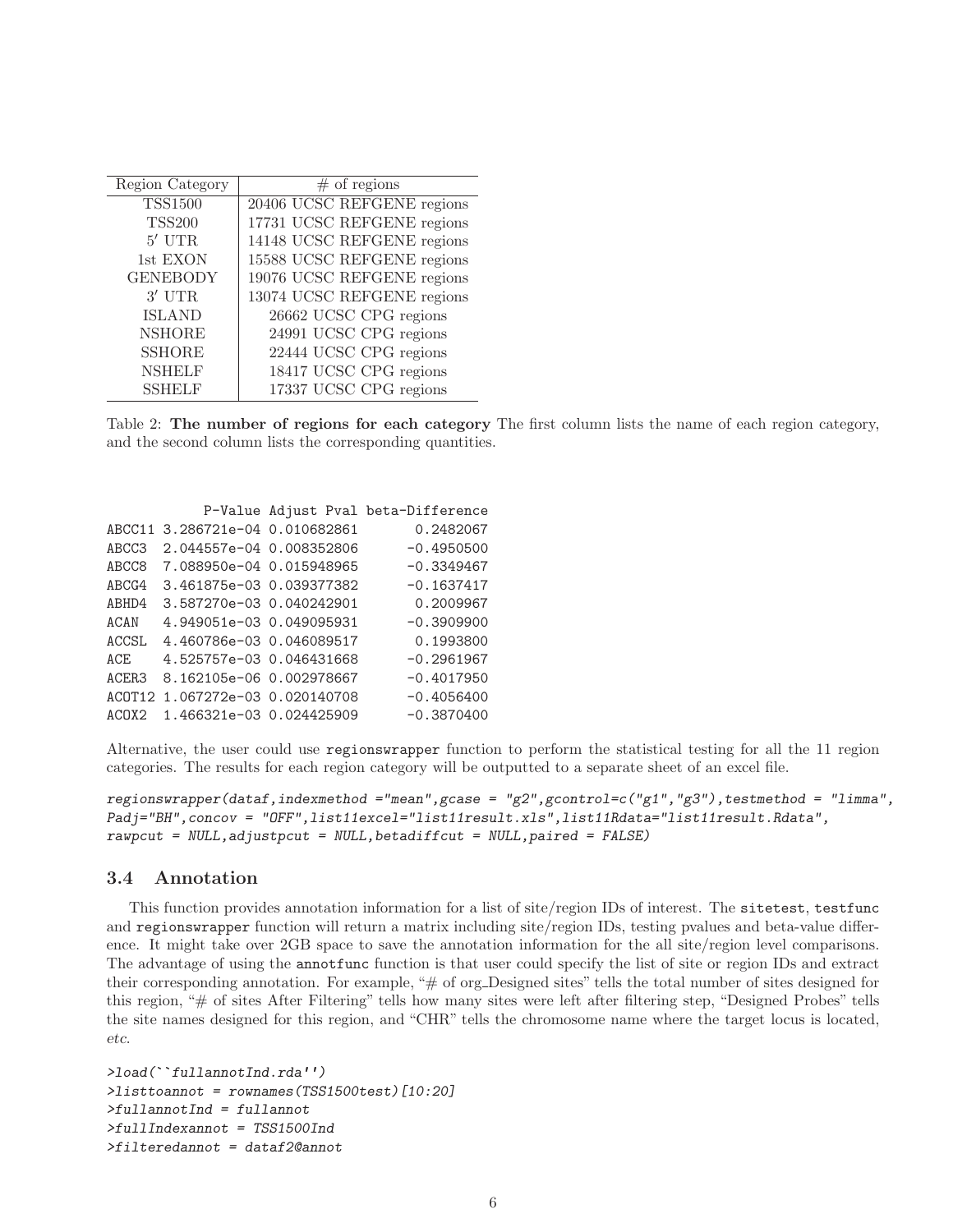| Region Category | # of regions |
|---|---|
| TSS1500 | 20406 UCSC REFGENE regions |
| TSS200 | 17731 UCSC REFGENE regions |
| 5′ UTR | 14148 UCSC REFGENE regions |
| 1st EXON | 15588 UCSC REFGENE regions |
| GENEBODY | 19076 UCSC REFGENE regions |
| 3′ UTR | 13074 UCSC REFGENE regions |
| ISLAND | 26662 UCSC CPG regions |
| NSHORE | 24991 UCSC CPG regions |
| SSHORE | 22444 UCSC CPG regions |
| NSHELF | 18417 UCSC CPG regions |
| SSHELF | 17337 UCSC CPG regions |

Table 2: **The number of regions for each category** The first column lists the name of each region category, and the second column lists the corresponding quantities.

```
            P-Value Adjust Pval beta-Difference
ABCC11 3.286721e-04 0.010682861       0.2482067
ABCC3  2.044557e-04 0.008352806      -0.4950500
ABCC8  7.088950e-04 0.015948965      -0.3349467
ABCG4  3.461875e-03 0.039377382      -0.1637417
ABHD4  3.587270e-03 0.040242901       0.2009967
ACAN   4.949051e-03 0.049095931      -0.3909900
ACCSL  4.460786e-03 0.046089517       0.1993800
ACE    4.525757e-03 0.046431668      -0.2961967
ACER3  8.162105e-06 0.002978667      -0.4017950
ACOT12 1.067272e-03 0.020140708      -0.4056400
ACOX2  1.466321e-03 0.024425909      -0.3870400
```

Alternative, the user could use `regionswrapper` function to perform the statistical testing for all the 11 region categories. The results for each region category will be outputted to a separate sheet of an excel file.

```
regionswrapper(dataf,indexmethod ="mean",gcase = "g2",gcontrol=c("g1","g3"),testmethod = "limma",
Padj="BH",concov = "OFF",list11excel="list11result.xls",list11Rdata="list11result.Rdata",
rawpcut = NULL,adjustpcut = NULL,betadiffcut = NULL,paired = FALSE)
```

## 3.4 Annotation

This function provides annotation information for a list of site/region IDs of interest. The `sitetest`, `testfunc` and `regionswrapper` function will return a matrix including site/region IDs, testing pvalues and beta-value difference. It might take over 2GB space to save the annotation information for the all site/region level comparisons. The advantage of using the `annotfunc` function is that user could specify the list of site or region IDs and extract their corresponding annotation. For example, "# of org_Designed sites" tells the total number of sites designed for this region, "# of sites After Filtering" tells how many sites were left after filtering step, "Designed Probes" tells the site names designed for this region, and "CHR" tells the chromosome name where the target locus is located, *etc*.

```
>load(``fullannotInd.rda'')
>listtoannot = rownames(TSS1500test)[10:20]
>fullannotInd = fullannot
>fullIndexannot = TSS1500Ind
>filteredannot = dataf2@annot
```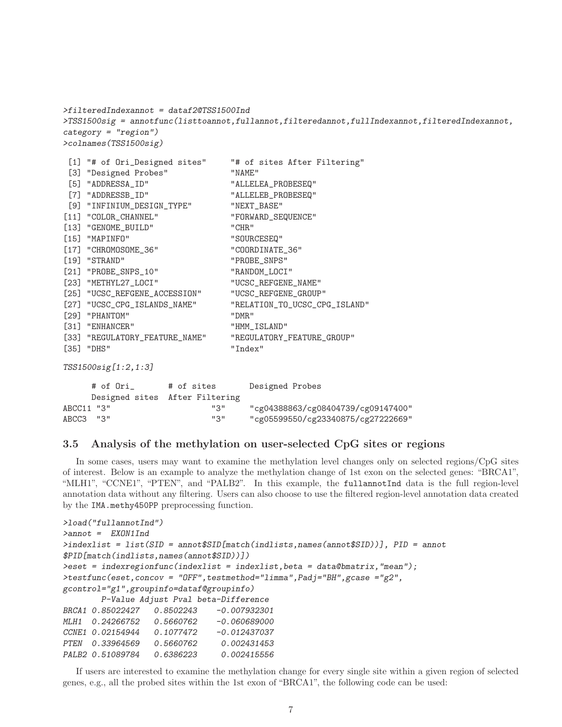```
>filteredIndexannot = dataf2@TSS1500Ind
>TSS1500sig = annotfunc(listtoannot,fullannot,filteredannot,fullIndexannot,filteredIndexannot,
category = "region")
>colnames(TSS1500sig)
```

```
 [1] "# of Ori_Designed sites"     "# of sites After Filtering"
 [3] "Designed Probes"             "NAME"
 [5] "ADDRESSA_ID"                 "ALLELEA_PROBESEQ"
 [7] "ADDRESSB_ID"                 "ALLELEB_PROBESEQ"
 [9] "INFINIUM_DESIGN_TYPE"        "NEXT_BASE"
[11] "COLOR_CHANNEL"               "FORWARD_SEQUENCE"
[13] "GENOME_BUILD"                "CHR"
[15] "MAPINFO"                     "SOURCESEQ"
[17] "CHROMOSOME_36"               "COORDINATE_36"
[19] "STRAND"                      "PROBE_SNPS"
[21] "PROBE_SNPS_10"               "RANDOM_LOCI"
[23] "METHYL27_LOCI"               "UCSC_REFGENE_NAME"
[25] "UCSC_REFGENE_ACCESSION"      "UCSC_REFGENE_GROUP"
[27] "UCSC_CPG_ISLANDS_NAME"       "RELATION_TO_UCSC_CPG_ISLAND"
[29] "PHANTOM"                     "DMR"
[31] "ENHANCER"                    "HMM_ISLAND"
[33] "REGULATORY_FEATURE_NAME"     "REGULATORY_FEATURE_GROUP"
[35] "DHS"                         "Index"
```

```
TSS1500sig[1:2,1:3]
```

```
       # of Ori_       # of sites       Designed Probes
       Designed sites  After Filtering
ABCC11 "3"                   "3"       "cg04388863/cg08404739/cg09147400"
ABCC3  "3"                   "3"       "cg05599550/cg23340875/cg27222669"
```

### 3.5 Analysis of the methylation on user-selected CpG sites or regions

In some cases, users may want to examine the methylation level changes only on selected regions/CpG sites of interest. Below is an example to analyze the methylation change of 1st exon on the selected genes: "BRCA1", "MLH1", "CCNE1", "PTEN", and "PALB2". In this example, the `fullannotInd` data is the full region-level annotation data without any filtering. Users can also choose to use the filtered region-level annotation data created by the `IMA.methy450PP` preprocessing function.

```
>load("fullannotInd")
>annot =  EXON1Ind
>indexlist = list(SID = annot$SID[match(indlists,names(annot$SID))], PID = annot
$PID[match(indlists,names(annot$SID))])
>eset = indexregionfunc(indexlist = indexlist,beta = data@bmatrix,"mean");
>testfunc(eset,concov = "OFF",testmethod="limma",Padj="BH",gcase ="g2",
gcontrol="g1",groupinfo=dataf@groupinfo)
        P-Value Adjust Pval beta-Difference
BRCA1 0.85022427   0.8502243    -0.007932301
MLH1  0.24266752   0.5660762    -0.060689000
CCNE1 0.02154944   0.1077472    -0.012437037
PTEN  0.33964569   0.5660762     0.002431453
PALB2 0.51089784   0.6386223     0.002415556
```

If users are interested to examine the methylation change for every single site within a given region of selected genes, e.g., all the probed sites within the 1st exon of "BRCA1", the following code can be used: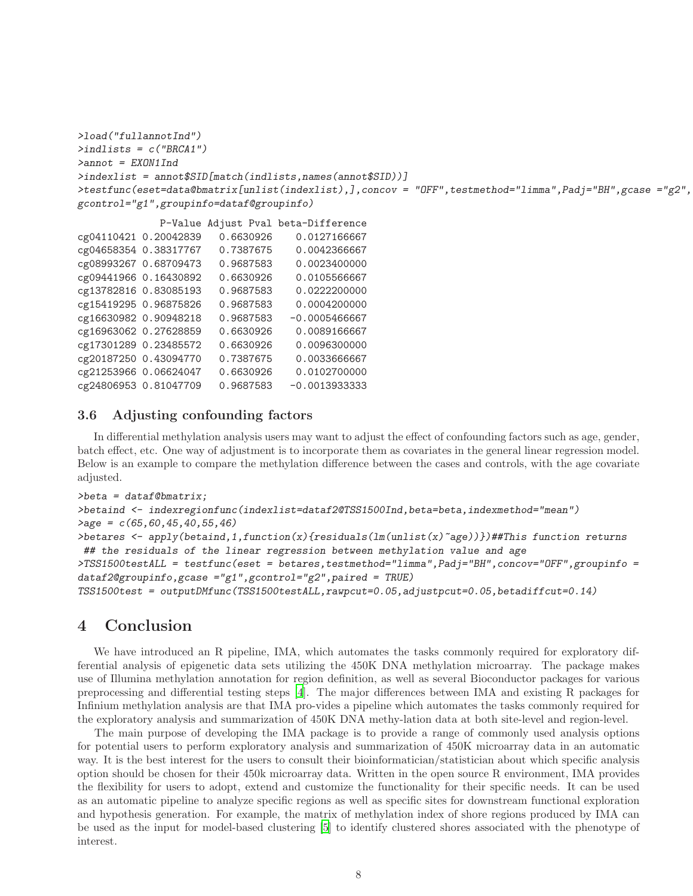```
>load("fullannotInd")
>indlists = c("BRCA1")
>annot = EXON1Ind
>indexlist = annot$SID[match(indlists,names(annot$SID))]
>testfunc(eset=data@bmatrix[unlist(indexlist),],concov = "OFF",testmethod="limma",Padj="BH",gcase ="g2",
gcontrol="g1",groupinfo=dataf@groupinfo)
```

```
              P-Value Adjust Pval beta-Difference
cg04110421 0.20042839   0.6630926    0.0127166667
cg04658354 0.38317767   0.7387675    0.0042366667
cg08993267 0.68709473   0.9687583    0.0023400000
cg09441966 0.16430892   0.6630926    0.0105566667
cg13782816 0.83085193   0.9687583    0.0222200000
cg15419295 0.96875826   0.9687583    0.0004200000
cg16630982 0.90948218   0.9687583   -0.0005466667
cg16963062 0.27628859   0.6630926    0.0089166667
cg17301289 0.23485572   0.6630926    0.0096300000
cg20187250 0.43094770   0.7387675    0.0033666667
cg21253966 0.06624047   0.6630926    0.0102700000
cg24806953 0.81047709   0.9687583   -0.0013933333
```

### 3.6 Adjusting confounding factors

In differential methylation analysis users may want to adjust the effect of confounding factors such as age, gender, batch effect, etc. One way of adjustment is to incorporate them as covariates in the general linear regression model. Below is an example to compare the methylation difference between the cases and controls, with the age covariate adjusted.

```
>beta = dataf@bmatrix;
>betaind <- indexregionfunc(indexlist=dataf2@TSS1500Ind,beta=beta,indexmethod="mean")
>age = c(65,60,45,40,55,46)
>betares <- apply(betaind,1,function(x){residuals(lm(unlist(x)~age))})##This function returns
 ## the residuals of the linear regression between methylation value and age
>TSS1500testALL = testfunc(eset = betares,testmethod="limma",Padj="BH",concov="OFF",groupinfo =
dataf2@groupinfo,gcase ="g1",gcontrol="g2",paired = TRUE)
TSS1500test = outputDMfunc(TSS1500testALL,rawpcut=0.05,adjustpcut=0.05,betadiffcut=0.14)
```

## 4 Conclusion

We have introduced an R pipeline, IMA, which automates the tasks commonly required for exploratory differential analysis of epigenetic data sets utilizing the 450K DNA methylation microarray. The package makes use of Illumina methylation annotation for region definition, as well as several Bioconductor packages for various preprocessing and differential testing steps [4]. The major differences between IMA and existing R packages for Infinium methylation analysis are that IMA pro-vides a pipeline which automates the tasks commonly required for the exploratory analysis and summarization of 450K DNA methy-lation data at both site-level and region-level.

The main purpose of developing the IMA package is to provide a range of commonly used analysis options for potential users to perform exploratory analysis and summarization of 450K microarray data in an automatic way. It is the best interest for the users to consult their bioinformatician/statistician about which specific analysis option should be chosen for their 450k microarray data. Written in the open source R environment, IMA provides the flexibility for users to adopt, extend and customize the functionality for their specific needs. It can be used as an automatic pipeline to analyze specific regions as well as specific sites for downstream functional exploration and hypothesis generation. For example, the matrix of methylation index of shore regions produced by IMA can be used as the input for model-based clustering [5] to identify clustered shores associated with the phenotype of interest.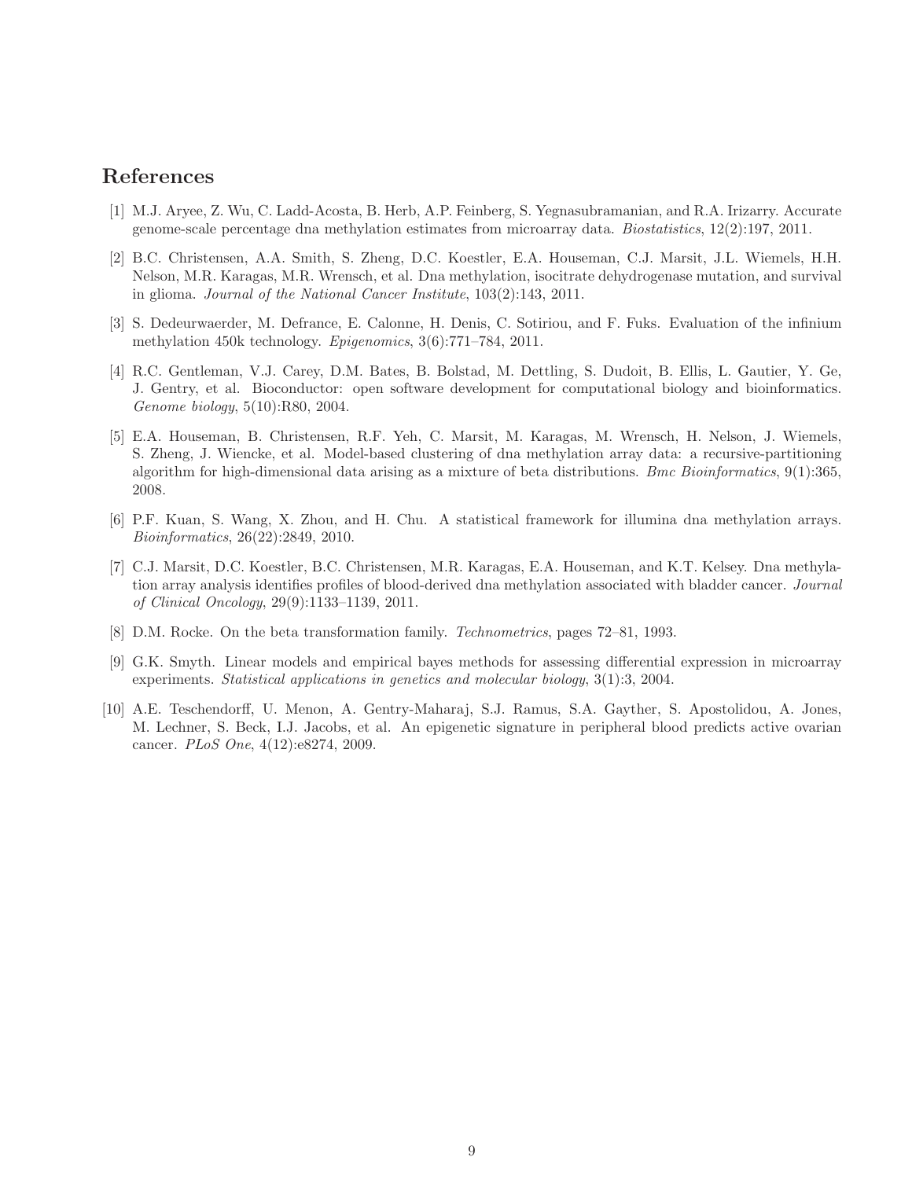## References

[1] M.J. Aryee, Z. Wu, C. Ladd-Acosta, B. Herb, A.P. Feinberg, S. Yegnasubramanian, and R.A. Irizarry. Accurate genome-scale percentage dna methylation estimates from microarray data. *Biostatistics*, 12(2):197, 2011.

[2] B.C. Christensen, A.A. Smith, S. Zheng, D.C. Koestler, E.A. Houseman, C.J. Marsit, J.L. Wiemels, H.H. Nelson, M.R. Karagas, M.R. Wrensch, et al. Dna methylation, isocitrate dehydrogenase mutation, and survival in glioma. *Journal of the National Cancer Institute*, 103(2):143, 2011.

[3] S. Dedeurwaerder, M. Defrance, E. Calonne, H. Denis, C. Sotiriou, and F. Fuks. Evaluation of the infinium methylation 450k technology. *Epigenomics*, 3(6):771–784, 2011.

[4] R.C. Gentleman, V.J. Carey, D.M. Bates, B. Bolstad, M. Dettling, S. Dudoit, B. Ellis, L. Gautier, Y. Ge, J. Gentry, et al. Bioconductor: open software development for computational biology and bioinformatics. *Genome biology*, 5(10):R80, 2004.

[5] E.A. Houseman, B. Christensen, R.F. Yeh, C. Marsit, M. Karagas, M. Wrensch, H. Nelson, J. Wiemels, S. Zheng, J. Wiencke, et al. Model-based clustering of dna methylation array data: a recursive-partitioning algorithm for high-dimensional data arising as a mixture of beta distributions. *Bmc Bioinformatics*, 9(1):365, 2008.

[6] P.F. Kuan, S. Wang, X. Zhou, and H. Chu. A statistical framework for illumina dna methylation arrays. *Bioinformatics*, 26(22):2849, 2010.

[7] C.J. Marsit, D.C. Koestler, B.C. Christensen, M.R. Karagas, E.A. Houseman, and K.T. Kelsey. Dna methylation array analysis identifies profiles of blood-derived dna methylation associated with bladder cancer. *Journal of Clinical Oncology*, 29(9):1133–1139, 2011.

[8] D.M. Rocke. On the beta transformation family. *Technometrics*, pages 72–81, 1993.

[9] G.K. Smyth. Linear models and empirical bayes methods for assessing differential expression in microarray experiments. *Statistical applications in genetics and molecular biology*, 3(1):3, 2004.

[10] A.E. Teschendorff, U. Menon, A. Gentry-Maharaj, S.J. Ramus, S.A. Gayther, S. Apostolidou, A. Jones, M. Lechner, S. Beck, I.J. Jacobs, et al. An epigenetic signature in peripheral blood predicts active ovarian cancer. *PLoS One*, 4(12):e8274, 2009.